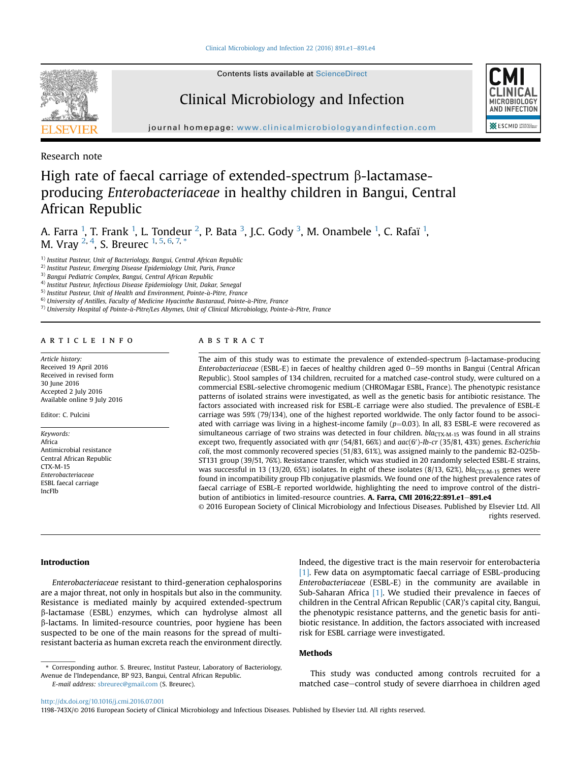Research note

# High rate of faecal carriage of extended-spectrum β-lactamase-producing *Enterobacteriaceae* in healthy children in Bangui, Central African Republic

A. Farra [1], T. Frank [1], L. Tondeur [2], P. Bata [3], J.C. Gody [3], M. Onambele [1], C. Rafaï [1], M. Vray [2,4], S. Breurec [1,5,6,7,*]

[1] Institut Pasteur, Unit of Bacteriology, Bangui, Central African Republic
[2] Institut Pasteur, Emerging Disease Epidemiology Unit, Paris, France
[3] Bangui Pediatric Complex, Bangui, Central African Republic
[4] Institut Pasteur, Infectious Disease Epidemiology Unit, Dakar, Senegal
[5] Institut Pasteur, Unit of Health and Environment, Pointe-à-Pitre, France
[6] University of Antilles, Faculty of Medicine Hyacinthe Bastaraud, Pointe-à-Pitre, France
[7] University Hospital of Pointe-à-Pitre/Les Abymes, Unit of Clinical Microbiology, Pointe-à-Pitre, France

## ARTICLE INFO

*Article history:*
Received 19 April 2016
Received in revised form 30 June 2016
Accepted 2 July 2016
Available online 9 July 2016

Editor: C. Pulcini

*Keywords:*
Africa
Antimicrobial resistance
Central African Republic
CTX-M-15
*Enterobacteriaceae*
ESBL faecal carriage
IncFIb

## ABSTRACT

The aim of this study was to estimate the prevalence of extended-spectrum β-lactamase-producing *Enterobacteriaceae* (ESBL-E) in faeces of healthy children aged 0–59 months in Bangui (Central African Republic). Stool samples of 134 children, recruited for a matched case-control study, were cultured on a commercial ESBL-selective chromogenic medium (CHROMagar ESBL, France). The phenotypic resistance patterns of isolated strains were investigated, as well as the genetic basis for antibiotic resistance. The factors associated with increased risk for ESBL-E carriage were also studied. The prevalence of ESBL-E carriage was 59% (79/134), one of the highest reported worldwide. The only factor found to be associated with carriage was living in a highest-income family ($p=0.03$). In all, 83 ESBL-E were recovered as simultaneous carriage of two strains was detected in four children. $bla_{CTX\text{-}M\text{-}15}$ was found in all strains except two, frequently associated with *qnr* (54/81, 66%) and *aac(6′)-Ib-cr* (35/81, 43%) genes. *Escherichia coli*, the most commonly recovered species (51/83, 61%), was assigned mainly to the pandemic B2-O25b-ST131 group (39/51, 76%). Resistance transfer, which was studied in 20 randomly selected ESBL-E strains, was successful in 13 (13/20, 65%) isolates. In eight of these isolates (8/13, 62%), $bla_{CTX\text{-}M\text{-}15}$ genes were found in incompatibility group FIb conjugative plasmids. We found one of the highest prevalence rates of faecal carriage of ESBL-E reported worldwide, highlighting the need to improve control of the distribution of antibiotics in limited-resource countries. **A. Farra, CMI 2016;22:891.e1–891.e4**

© 2016 European Society of Clinical Microbiology and Infectious Diseases. Published by Elsevier Ltd. All rights reserved.

## Introduction

*Enterobacteriaceae* resistant to third-generation cephalosporins are a major threat, not only in hospitals but also in the community. Resistance is mediated mainly by acquired extended-spectrum β-lactamase (ESBL) enzymes, which can hydrolyse almost all β-lactams. In limited-resource countries, poor hygiene has been suspected to be one of the main reasons for the spread of multi-resistant bacteria as human excreta reach the environment directly. Indeed, the digestive tract is the main reservoir for enterobacteria [1]. Few data on asymptomatic faecal carriage of ESBL-producing *Enterobacteriaceae* (ESBL-E) in the community are available in Sub-Saharan Africa [1]. We studied their prevalence in faeces of children in the Central African Republic (CAR)'s capital city, Bangui, the phenotypic resistance patterns, and the genetic basis for antibiotic resistance. In addition, the factors associated with increased risk for ESBL carriage were investigated.

## Methods

This study was conducted among controls recruited for a matched case–control study of severe diarrhoea in children aged

\* Corresponding author. S. Breurec, Institut Pasteur, Laboratory of Bacteriology, Avenue de l'Independance, BP 923, Bangui, Central African Republic.
*E-mail address:* sbreurec@gmail.com (S. Breurec).

http://dx.doi.org/10.1016/j.cmi.2016.07.001
1198-743X/© 2016 European Society of Clinical Microbiology and Infectious Diseases. Published by Elsevier Ltd. All rights reserved.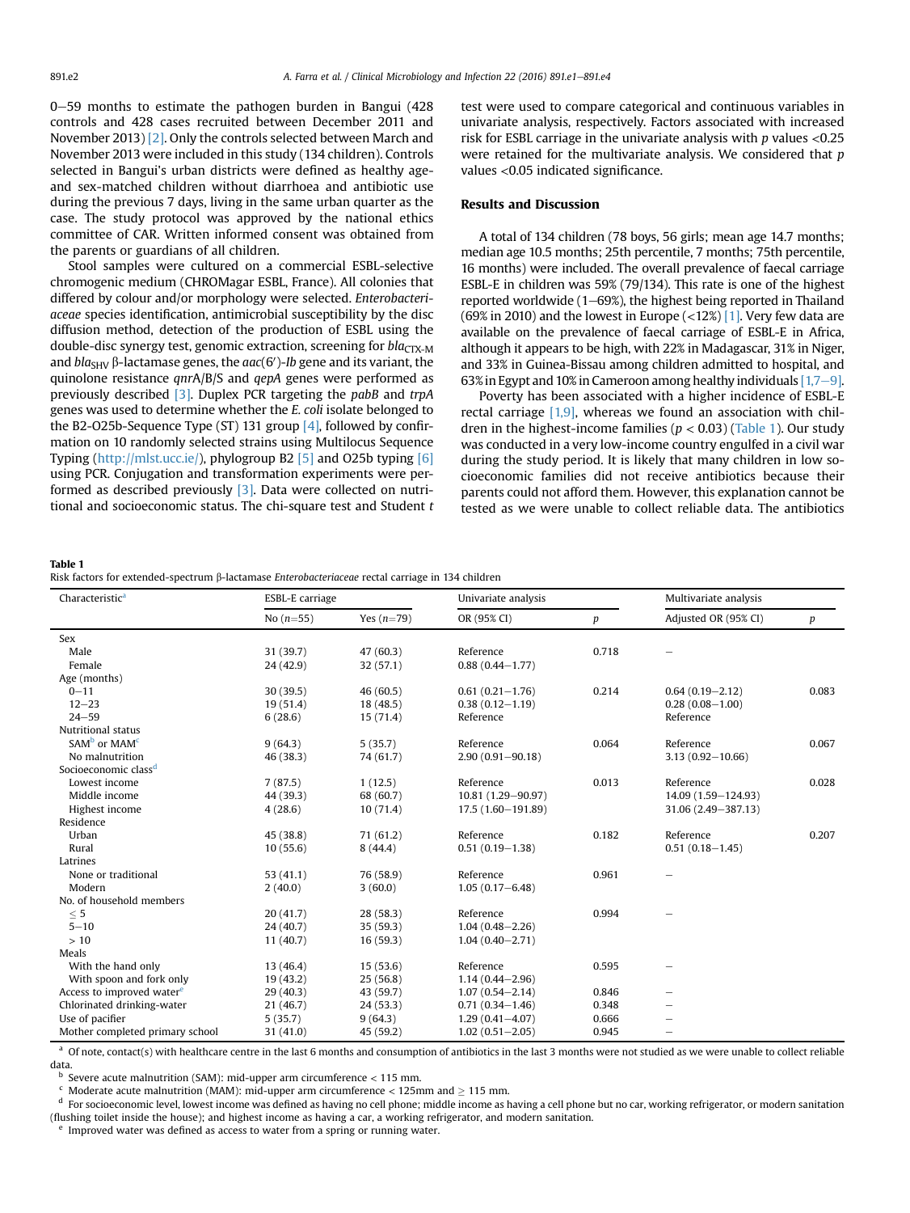0–59 months to estimate the pathogen burden in Bangui (428 controls and 428 cases recruited between December 2011 and November 2013) [2]. Only the controls selected between March and November 2013 were included in this study (134 children). Controls selected in Bangui's urban districts were defined as healthy age- and sex-matched children without diarrhoea and antibiotic use during the previous 7 days, living in the same urban quarter as the case. The study protocol was approved by the national ethics committee of CAR. Written informed consent was obtained from the parents or guardians of all children.

Stool samples were cultured on a commercial ESBL-selective chromogenic medium (CHROMagar ESBL, France). All colonies that differed by colour and/or morphology were selected. *Enterobacteriaceae* species identification, antimicrobial susceptibility by the disc diffusion method, detection of the production of ESBL using the double-disc synergy test, genomic extraction, screening for $bla_{CTX-M}$ and $bla_{SHV}$ β-lactamase genes, the *aac*(6′)-*Ib* gene and its variant, the quinolone resistance *qnr*A/B/S and *qepA* genes were performed as previously described [3]. Duplex PCR targeting the *pabB* and *trpA* genes was used to determine whether the *E. coli* isolate belonged to the B2-O25b-Sequence Type (ST) 131 group [4], followed by confirmation on 10 randomly selected strains using Multilocus Sequence Typing (http://mlst.ucc.ie/), phylogroup B2 [5] and O25b typing [6] using PCR. Conjugation and transformation experiments were performed as described previously [3]. Data were collected on nutritional and socioeconomic status. The chi-square test and Student *t* test were used to compare categorical and continuous variables in univariate analysis, respectively. Factors associated with increased risk for ESBL carriage in the univariate analysis with *p* values <0.25 were retained for the multivariate analysis. We considered that *p* values <0.05 indicated significance.

## Results and Discussion

A total of 134 children (78 boys, 56 girls; mean age 14.7 months; median age 10.5 months; 25th percentile, 7 months; 75th percentile, 16 months) were included. The overall prevalence of faecal carriage ESBL-E in children was 59% (79/134). This rate is one of the highest reported worldwide (1–69%), the highest being reported in Thailand (69% in 2010) and the lowest in Europe (<12%) [1]. Very few data are available on the prevalence of faecal carriage of ESBL-E in Africa, although it appears to be high, with 22% in Madagascar, 31% in Niger, and 33% in Guinea-Bissau among children admitted to hospital, and 63% in Egypt and 10% in Cameroon among healthy individuals [1,7–9].

Poverty has been associated with a higher incidence of ESBL-E rectal carriage [1,9], whereas we found an association with children in the highest-income families ($p < 0.03$) (Table 1). Our study was conducted in a very low-income country engulfed in a civil war during the study period. It is likely that many children in low socioeconomic families did not receive antibiotics because their parents could not afford them. However, this explanation cannot be tested as we were unable to collect reliable data. The antibiotics

**Table 1**
Risk factors for extended-spectrum β-lactamase *Enterobacteriaceae* rectal carriage in 134 children

| Characteristic[a] | ESBL-E carriage | | Univariate analysis | | Multivariate analysis | |
|---|---|---|---|---|---|---|
| | No (n=55) | Yes (n=79) | OR (95% CI) | p | Adjusted OR (95% CI) | p |
| Sex | | | | | | |
| Male | 31 (39.7) | 47 (60.3) | Reference | 0.718 | – | |
| Female | 24 (42.9) | 32 (57.1) | 0.88 (0.44–1.77) | | | |
| Age (months) | | | | | | |
| 0–11 | 30 (39.5) | 46 (60.5) | 0.61 (0.21–1.76) | 0.214 | 0.64 (0.19–2.12) | 0.083 |
| 12–23 | 19 (51.4) | 18 (48.5) | 0.38 (0.12–1.19) | | 0.28 (0.08–1.00) | |
| 24–59 | 6 (28.6) | 15 (71.4) | Reference | | Reference | |
| Nutritional status | | | | | | |
| SAM[b] or MAM[c] | 9 (64.3) | 5 (35.7) | Reference | 0.064 | Reference | 0.067 |
| No malnutrition | 46 (38.3) | 74 (61.7) | 2.90 (0.91–90.18) | | 3.13 (0.92–10.66) | |
| Socioeconomic class[d] | | | | | | |
| Lowest income | 7 (87.5) | 1 (12.5) | Reference | 0.013 | Reference | 0.028 |
| Middle income | 44 (39.3) | 68 (60.7) | 10.81 (1.29–90.97) | | 14.09 (1.59–124.93) | |
| Highest income | 4 (28.6) | 10 (71.4) | 17.5 (1.60–191.89) | | 31.06 (2.49–387.13) | |
| Residence | | | | | | |
| Urban | 45 (38.8) | 71 (61.2) | Reference | 0.182 | Reference | 0.207 |
| Rural | 10 (55.6) | 8 (44.4) | 0.51 (0.19–1.38) | | 0.51 (0.18–1.45) | |
| Latrines | | | | | | |
| None or traditional | 53 (41.1) | 76 (58.9) | Reference | 0.961 | – | |
| Modern | 2 (40.0) | 3 (60.0) | 1.05 (0.17–6.48) | | | |
| No. of household members | | | | | | |
| ≤ 5 | 20 (41.7) | 28 (58.3) | Reference | 0.994 | – | |
| 5–10 | 24 (40.7) | 35 (59.3) | 1.04 (0.48–2.26) | | | |
| > 10 | 11 (40.7) | 16 (59.3) | 1.04 (0.40–2.71) | | | |
| Meals | | | | | | |
| With the hand only | 13 (46.4) | 15 (53.6) | Reference | 0.595 | – | |
| With spoon and fork only | 19 (43.2) | 25 (56.8) | 1.14 (0.44–2.96) | | | |
| Access to improved water[e] | 29 (40.3) | 43 (59.7) | 1.07 (0.54–2.14) | 0.846 | – | |
| Chlorinated drinking-water | 21 (46.7) | 24 (53.3) | 0.71 (0.34–1.46) | 0.348 | – | |
| Use of pacifier | 5 (35.7) | 9 (64.3) | 1.29 (0.41–4.07) | 0.666 | – | |
| Mother completed primary school | 31 (41.0) | 45 (59.2) | 1.02 (0.51–2.05) | 0.945 | – | |

[a] Of note, contact(s) with healthcare centre in the last 6 months and consumption of antibiotics in the last 3 months were not studied as we were unable to collect reliable data.
[b] Severe acute malnutrition (SAM): mid-upper arm circumference < 115 mm.
[c] Moderate acute malnutrition (MAM): mid-upper arm circumference < 125mm and ≥ 115 mm.
[d] For socioeconomic level, lowest income was defined as having no cell phone; middle income as having a cell phone but no car, working refrigerator, or modern sanitation (flushing toilet inside the house); and highest income as having a car, a working refrigerator, and modern sanitation.
[e] Improved water was defined as access to water from a spring or running water.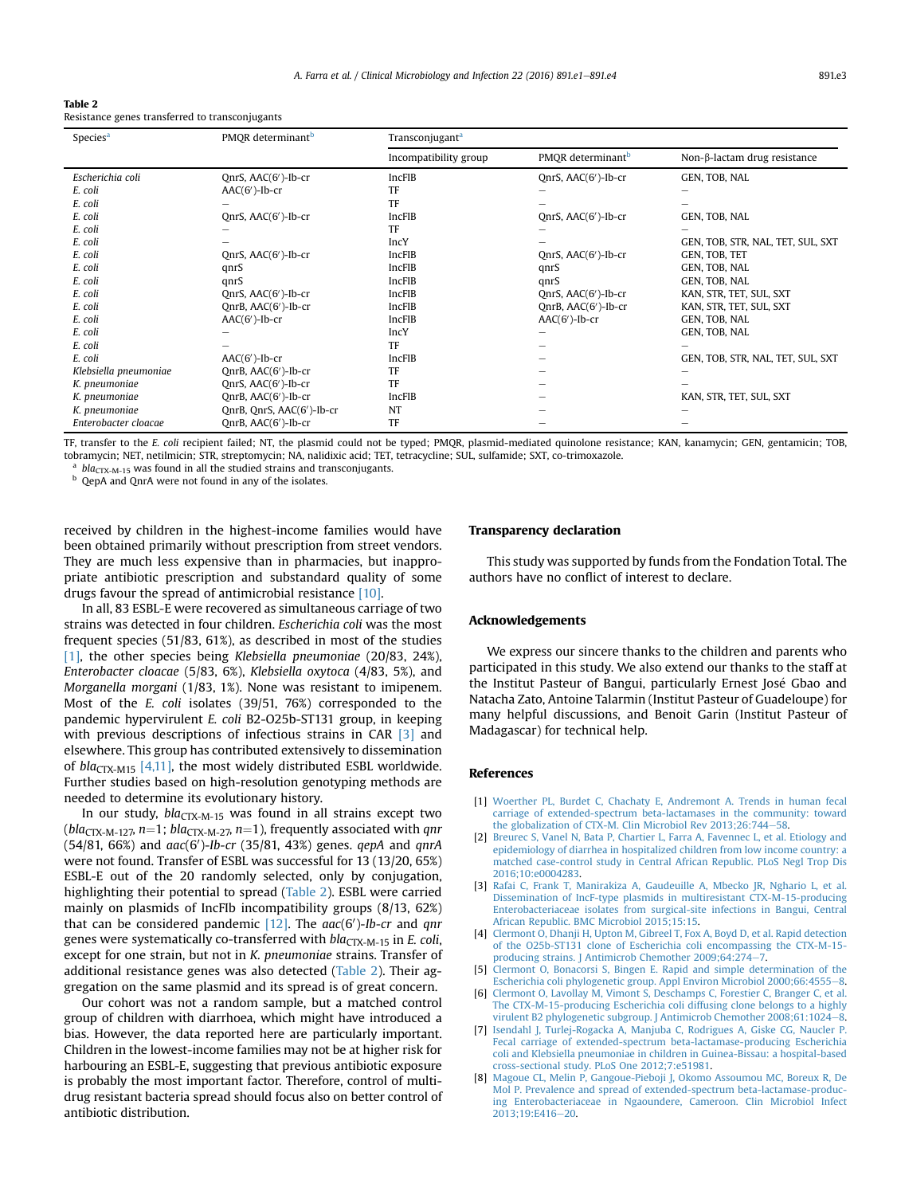**Table 2**
Resistance genes transferred to transconjugants

| Species[a] | PMQR determinant[b] | Transconjugant[a] | | |
|---|---|---|---|---|
| | | Incompatibility group | PMQR determinant[b] | Non-β-lactam drug resistance |
| *Escherichia coli* | QnrS, AAC(6′)-Ib-cr | IncFIB | QnrS, AAC(6′)-Ib-cr | GEN, TOB, NAL |
| *E. coli* | AAC(6′)-Ib-cr | TF | – | – |
| *E. coli* | – | TF | – | – |
| *E. coli* | QnrS, AAC(6′)-Ib-cr | IncFIB | QnrS, AAC(6′)-Ib-cr | GEN, TOB, NAL |
| *E. coli* | – | TF | – | – |
| *E. coli* | – | IncY | – | GEN, TOB, STR, NAL, TET, SUL, SXT |
| *E. coli* | QnrS, AAC(6′)-Ib-cr | IncFIB | QnrS, AAC(6′)-Ib-cr | GEN, TOB, TET |
| *E. coli* | qnrS | IncFIB | qnrS | GEN, TOB, NAL |
| *E. coli* | qnrS | IncFIB | qnrS | GEN, TOB, NAL |
| *E. coli* | QnrS, AAC(6′)-Ib-cr | IncFIB | QnrS, AAC(6′)-Ib-cr | KAN, STR, TET, SUL, SXT |
| *E. coli* | QnrB, AAC(6′)-Ib-cr | IncFIB | QnrB, AAC(6′)-Ib-cr | KAN, STR, TET, SUL, SXT |
| *E. coli* | AAC(6′)-Ib-cr | IncFIB | AAC(6′)-Ib-cr | GEN, TOB, NAL |
| *E. coli* | – | IncY | – | GEN, TOB, NAL |
| *E. coli* | – | TF | – | – |
| *E. coli* | AAC(6′)-Ib-cr | IncFIB | – | GEN, TOB, STR, NAL, TET, SUL, SXT |
| *Klebsiella pneumoniae* | QnrB, AAC(6′)-Ib-cr | TF | – | – |
| *K. pneumoniae* | QnrS, AAC(6′)-Ib-cr | TF | – | – |
| *K. pneumoniae* | QnrB, AAC(6′)-Ib-cr | IncFIB | – | KAN, STR, TET, SUL, SXT |
| *K. pneumoniae* | QnrB, QnrS, AAC(6′)-Ib-cr | NT | – | – |
| *Enterobacter cloacae* | QnrB, AAC(6′)-Ib-cr | TF | – | – |

TF, transfer to the *E. coli* recipient failed; NT, the plasmid could not be typed; PMQR, plasmid-mediated quinolone resistance; KAN, kanamycin; GEN, gentamicin; TOB, tobramycin; NET, netilmicin; STR, streptomycin; NA, nalidixic acid; TET, tetracycline; SUL, sulfamide; SXT, co-trimoxazole.

[a] $bla_{CTX-M-15}$ was found in all the studied strains and transconjugants.

[b] QepA and QnrA were not found in any of the isolates.

received by children in the highest-income families would have been obtained primarily without prescription from street vendors. They are much less expensive than in pharmacies, but inappropriate antibiotic prescription and substandard quality of some drugs favour the spread of antimicrobial resistance [10].

In all, 83 ESBL-E were recovered as simultaneous carriage of two strains was detected in four children. *Escherichia coli* was the most frequent species (51/83, 61%), as described in most of the studies [1], the other species being *Klebsiella pneumoniae* (20/83, 24%), *Enterobacter cloacae* (5/83, 6%), *Klebsiella oxytoca* (4/83, 5%), and *Morganella morgani* (1/83, 1%). None was resistant to imipenem. Most of the *E. coli* isolates (39/51, 76%) corresponded to the pandemic hypervirulent *E. coli* B2-O25b-ST131 group, in keeping with previous descriptions of infectious strains in CAR [3] and elsewhere. This group has contributed extensively to dissemination of $bla_{CTX-M15}$ [4,11], the most widely distributed ESBL worldwide. Further studies based on high-resolution genotyping methods are needed to determine its evolutionary history.

In our study, $bla_{CTX-M-15}$ was found in all strains except two ($bla_{CTX-M-127}$, $n=1$; $bla_{CTX-M-27}$, $n=1$), frequently associated with *qnr* (54/81, 66%) and *aac*(6′)*-Ib-cr* (35/81, 43%) genes. *qepA* and *qnrA* were not found. Transfer of ESBL was successful for 13 (13/20, 65%) ESBL-E out of the 20 randomly selected, only by conjugation, highlighting their potential to spread (Table 2). ESBL were carried mainly on plasmids of IncFIb incompatibility groups (8/13, 62%) that can be considered pandemic [12]. The *aac*(6′)*-Ib-cr* and *qnr* genes were systematically co-transferred with $bla_{CTX-M-15}$ in *E. coli*, except for one strain, but not in *K. pneumoniae* strains. Transfer of additional resistance genes was also detected (Table 2). Their aggregation on the same plasmid and its spread is of great concern.

Our cohort was not a random sample, but a matched control group of children with diarrhoea, which might have introduced a bias. However, the data reported here are particularly important. Children in the lowest-income families may not be at higher risk for harbouring an ESBL-E, suggesting that previous antibiotic exposure is probably the most important factor. Therefore, control of multidrug resistant bacteria spread should focus also on better control of antibiotic distribution.

## Transparency declaration

This study was supported by funds from the Fondation Total. The authors have no conflict of interest to declare.

## Acknowledgements

We express our sincere thanks to the children and parents who participated in this study. We also extend our thanks to the staff at the Institut Pasteur of Bangui, particularly Ernest José Gbao and Natacha Zato, Antoine Talarmin (Institut Pasteur of Guadeloupe) for many helpful discussions, and Benoit Garin (Institut Pasteur of Madagascar) for technical help.

## References

[1] Woerther PL, Burdet C, Chachaty E, Andremont A. Trends in human fecal carriage of extended-spectrum beta-lactamases in the community: toward the globalization of CTX-M. Clin Microbiol Rev 2013;26:744–58.

[2] Breurec S, Vanel N, Bata P, Chartier L, Farra A, Favennec L, et al. Etiology and epidemiology of diarrhea in hospitalized children from low income country: a matched case-control study in Central African Republic. PLoS Negl Trop Dis 2016;10:e0004283.

[3] Rafai C, Frank T, Manirakiza A, Gaudeuille A, Mbecko JR, Nghario L, et al. Dissemination of IncF-type plasmids in multiresistant CTX-M-15-producing Enterobacteriaceae isolates from surgical-site infections in Bangui, Central African Republic. BMC Microbiol 2015;15:15.

[4] Clermont O, Dhanji H, Upton M, Gibreel T, Fox A, Boyd D, et al. Rapid detection of the O25b-ST131 clone of Escherichia coli encompassing the CTX-M-15-producing strains. J Antimicrob Chemother 2009;64:274–7.

[5] Clermont O, Bonacorsi S, Bingen E. Rapid and simple determination of the Escherichia coli phylogenetic group. Appl Environ Microbiol 2000;66:4555–8.

[6] Clermont O, Lavollay M, Vimont S, Deschamps C, Forestier C, Branger C, et al. The CTX-M-15-producing Escherichia coli diffusing clone belongs to a highly virulent B2 phylogenetic subgroup. J Antimicrob Chemother 2008;61:1024–8.

[7] Isendahl J, Turlej-Rogacka A, Manjuba C, Rodrigues A, Giske CG, Naucler P. Fecal carriage of extended-spectrum beta-lactamase-producing Escherichia coli and Klebsiella pneumoniae in children in Guinea-Bissau: a hospital-based cross-sectional study. PLoS One 2012;7:e51981.

[8] Magoue CL, Melin P, Gangoue-Pieboji J, Okomo Assoumou MC, Boreux R, De Mol P. Prevalence and spread of extended-spectrum beta-lactamase-producing Enterobacteriaceae in Ngaoundere, Cameroon. Clin Microbiol Infect 2013;19:E416–20.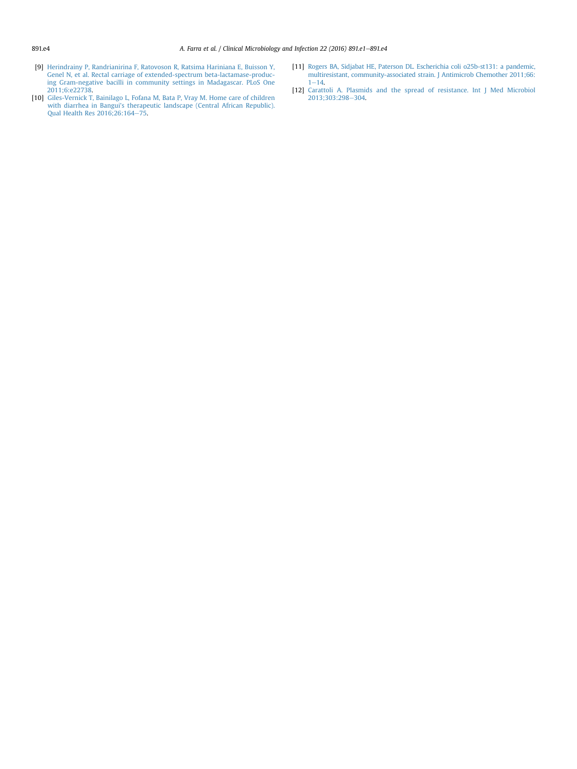[9] Herindrainy P, Randrianirina F, Ratovoson R, Ratsima Hariniana E, Buisson Y, Genel N, et al. Rectal carriage of extended-spectrum beta-lactamase-producing Gram-negative bacilli in community settings in Madagascar. PLoS One 2011;6:e22738.

[10] Giles-Vernick T, Bainilago L, Fofana M, Bata P, Vray M. Home care of children with diarrhea in Bangui's therapeutic landscape (Central African Republic). Qual Health Res 2016;26:164–75.

[11] Rogers BA, Sidjabat HE, Paterson DL. Escherichia coli o25b-st131: a pandemic, multiresistant, community-associated strain. J Antimicrob Chemother 2011;66:1–14.

[12] Carattoli A. Plasmids and the spread of resistance. Int J Med Microbiol 2013;303:298–304.